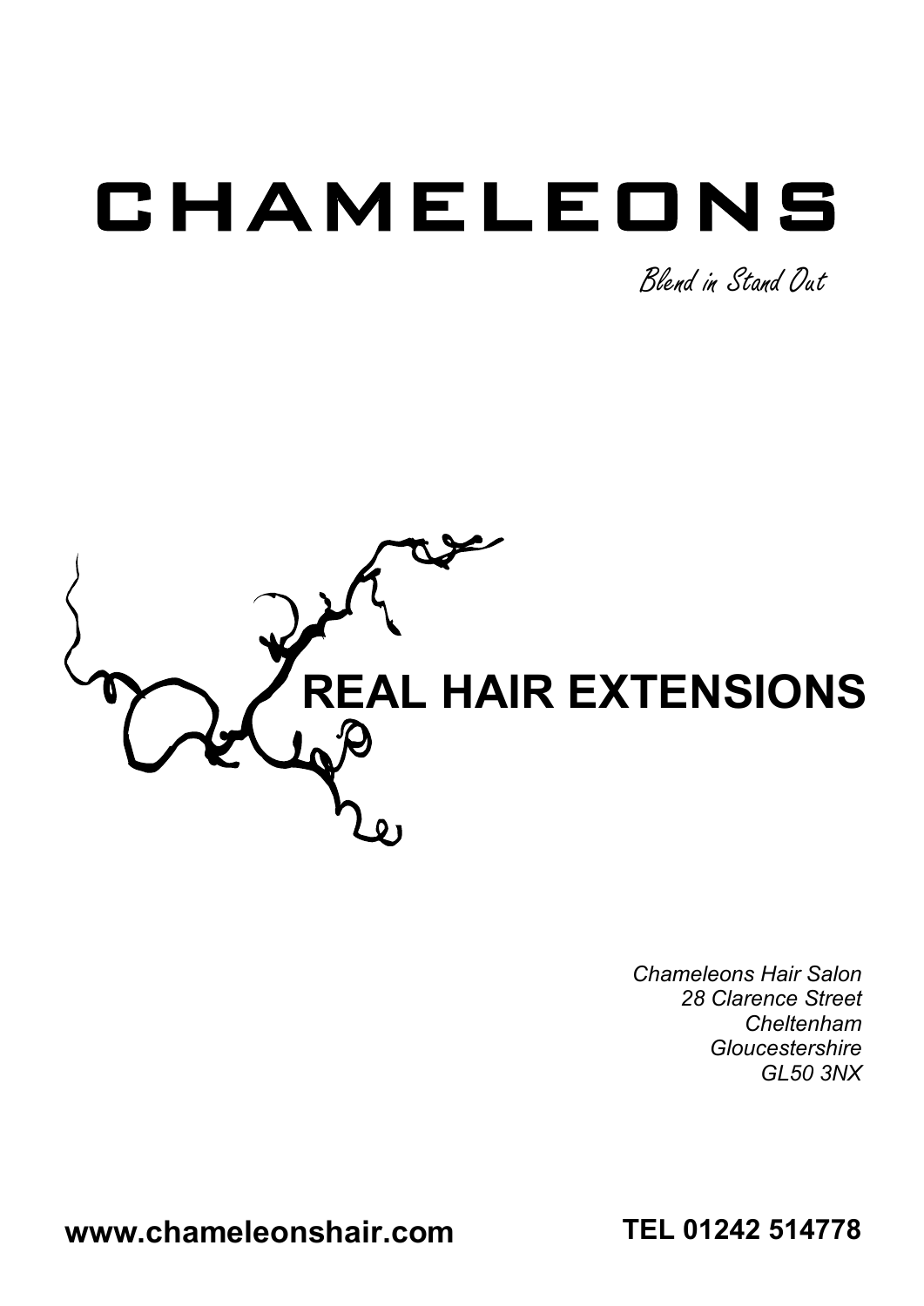# CHAMELEONS

*Blend in Stand Out*

## REAL HAIR EXTENSIONS

*Chameleons Hair Salon*
*28 Clarence Street*
*Cheltenham*
*Gloucestershire*
*GL50 3NX*

**www.chameleonshair.com**

**TEL 01242 514778**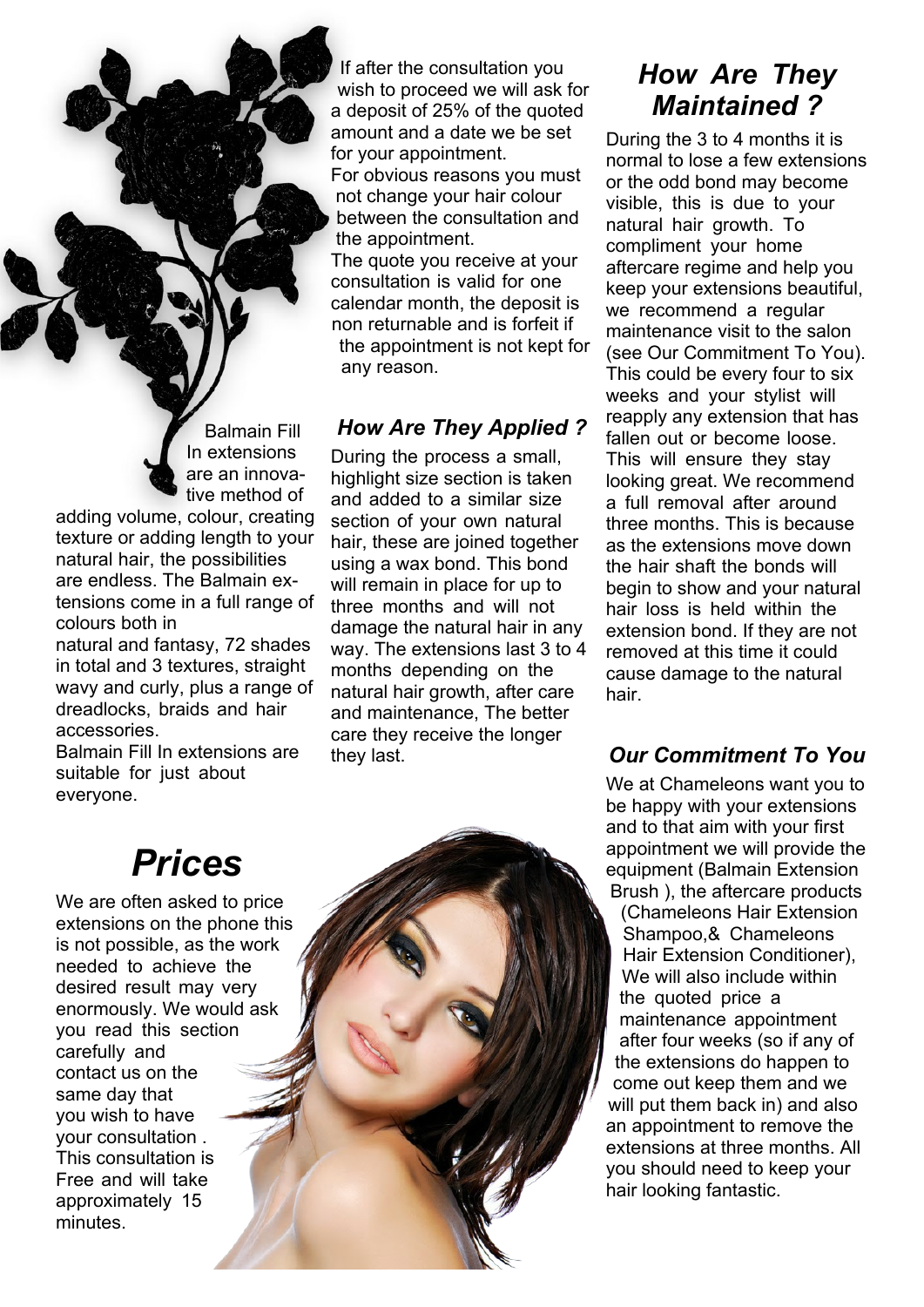Balmain Fill In extensions are an innovative method of adding volume, colour, creating texture or adding length to your natural hair, the possibilities are endless. The Balmain extensions come in a full range of colours both in natural and fantasy, 72 shades in total and 3 textures, straight wavy and curly, plus a range of dreadlocks, braids and hair accessories.

Balmain Fill In extensions are suitable for just about everyone.

# *Prices*

We are often asked to price extensions on the phone this is not possible, as the work needed to achieve the desired result may very enormously. We would ask you read this section carefully and contact us on the same day that you wish to have your consultation . This consultation is Free and will take approximately 15 minutes.

If after the consultation you wish to proceed we will ask for a deposit of 25% of the quoted amount and a date we be set for your appointment.

For obvious reasons you must not change your hair colour between the consultation and the appointment.

The quote you receive at your consultation is valid for one calendar month, the deposit is non returnable and is forfeit if the appointment is not kept for any reason.

## *How Are They Applied ?*

During the process a small, highlight size section is taken and added to a similar size section of your own natural hair, these are joined together using a wax bond. This bond will remain in place for up to three months and will not damage the natural hair in any way. The extensions last 3 to 4 months depending on the natural hair growth, after care and maintenance, The better care they receive the longer they last.

## *How Are They Maintained ?*

During the 3 to 4 months it is normal to lose a few extensions or the odd bond may become visible, this is due to your natural hair growth. To compliment your home aftercare regime and help you keep your extensions beautiful, we recommend a regular maintenance visit to the salon (see Our Commitment To You). This could be every four to six weeks and your stylist will reapply any extension that has fallen out or become loose. This will ensure they stay looking great. We recommend a full removal after around three months. This is because as the extensions move down the hair shaft the bonds will begin to show and your natural hair loss is held within the extension bond. If they are not removed at this time it could cause damage to the natural hair.

## *Our Commitment To You*

We at Chameleons want you to be happy with your extensions and to that aim with your first appointment we will provide the equipment (Balmain Extension Brush ), the aftercare products (Chameleons Hair Extension Shampoo,& Chameleons Hair Extension Conditioner), We will also include within the quoted price a maintenance appointment after four weeks (so if any of the extensions do happen to come out keep them and we will put them back in) and also an appointment to remove the extensions at three months. All you should need to keep your hair looking fantastic.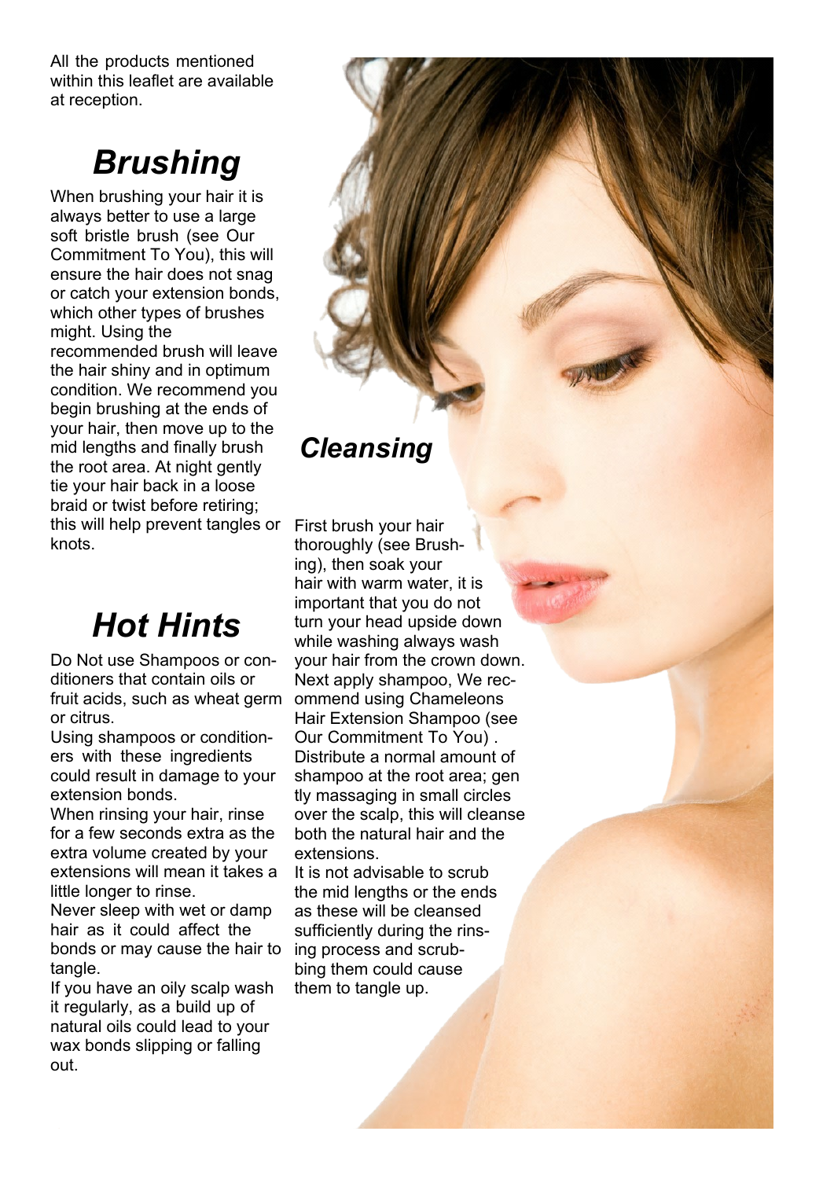All the products mentioned within this leaflet are available at reception.

## Brushing

When brushing your hair it is always better to use a large soft bristle brush (see Our Commitment To You), this will ensure the hair does not snag or catch your extension bonds, which other types of brushes might. Using the recommended brush will leave the hair shiny and in optimum condition. We recommend you begin brushing at the ends of your hair, then move up to the mid lengths and finally brush the root area. At night gently tie your hair back in a loose braid or twist before retiring; this will help prevent tangles or knots.

## Hot Hints

Do Not use Shampoos or conditioners that contain oils or fruit acids, such as wheat germ or citrus.

Using shampoos or conditioners with these ingredients could result in damage to your extension bonds.

When rinsing your hair, rinse for a few seconds extra as the extra volume created by your extensions will mean it takes a little longer to rinse.

Never sleep with wet or damp hair as it could affect the bonds or may cause the hair to tangle.

If you have an oily scalp wash it regularly, as a build up of natural oils could lead to your wax bonds slipping or falling out.

## Cleansing

First brush your hair thoroughly (see Brushing), then soak your hair with warm water, it is important that you do not turn your head upside down while washing always wash your hair from the crown down. Next apply shampoo, We recommend using Chameleons Hair Extension Shampoo (see Our Commitment To You) . Distribute a normal amount of shampoo at the root area; gently massaging in small circles over the scalp, this will cleanse both the natural hair and the extensions.

It is not advisable to scrub the mid lengths or the ends as these will be cleansed sufficiently during the rinsing process and scrubbing them could cause them to tangle up.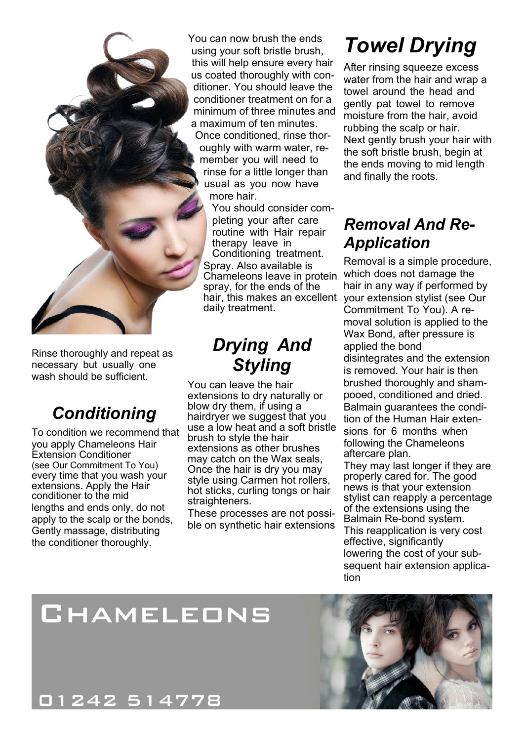Rinse thoroughly and repeat as necessary but usually one wash should be sufficient.

## Conditioning

To condition we recommend that you apply Chameleons Hair Extension Conditioner (see Our Commitment To You) every time that you wash your extensions. Apply the Hair conditioner to the mid lengths and ends only, do not apply to the scalp or the bonds, Gently massage, distributing the conditioner thoroughly.

You can now brush the ends using your soft bristle brush, this will help ensure every hair us coated thoroughly with conditioner. You should leave the conditioner treatment on for a minimum of three minutes and a maximum of ten minutes. Once conditioned, rinse thoroughly with warm water, remember you will need to rinse for a little longer than usual as you now have more hair.

You should consider completing your after care routine with Hair repair therapy leave in Conditioning treatment. Spray. Also available is Chameleons leave in protein spray, for the ends of the hair, this makes an excellent daily treatment.

## Drying And Styling

You can leave the hair extensions to dry naturally or blow dry them, if using a hairdryer we suggest that you use a low heat and a soft bristle brush to style the hair extensions as other brushes may catch on the Wax seals, Once the hair is dry you may style using Carmen hot rollers, hot sticks, curling tongs or hair straighteners.

These processes are not possible on synthetic hair extensions

## Towel Drying

After rinsing squeeze excess water from the hair and wrap a towel around the head and gently pat towel to remove moisture from the hair, avoid rubbing the scalp or hair. Next gently brush your hair with the soft bristle brush, begin at the ends moving to mid length and finally the roots.

## Removal And Re-Application

Removal is a simple procedure, which does not damage the hair in any way if performed by your extension stylist (see Our Commitment To You). A removal solution is applied to the Wax Bond, after pressure is applied the bond disintegrates and the extension is removed. Your hair is then brushed thoroughly and shampooed, conditioned and dried. Balmain guarantees the condition of the Human Hair extensions for 6 months when following the Chameleons aftercare plan.

They may last longer if they are properly cared for. The good news is that your extension stylist can reapply a percentage of the extensions using the Balmain Re-bond system. This reapplication is very cost effective, significantly lowering the cost of your subsequent hair extension application

CHAMELEONS

01242 514778